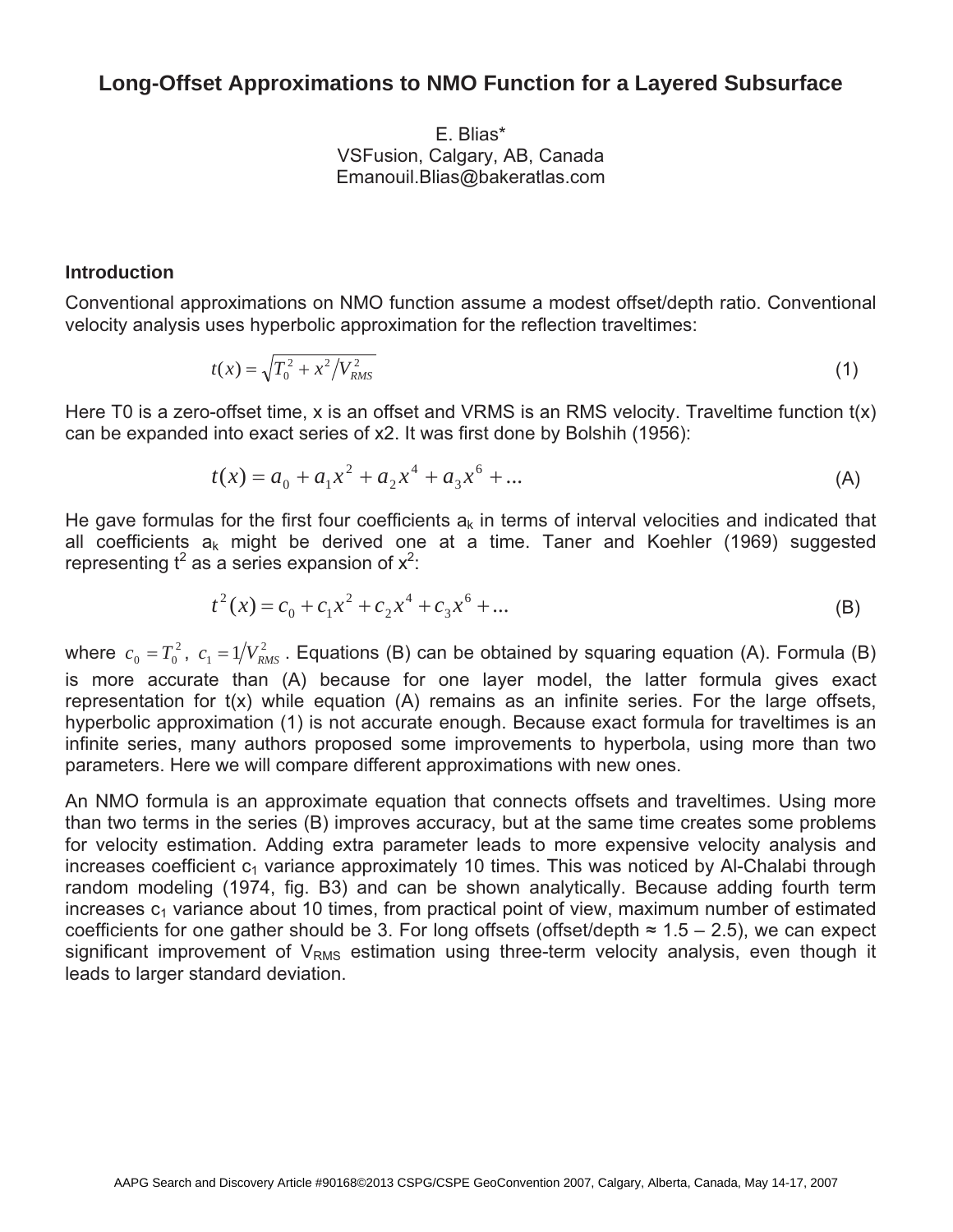# Long-Offset Approximations to NMO Function for a Layered Subsurface

E. Blias*
VSFusion, Calgary, AB, Canada
Emanouil.Blias@bakeratlas.com

## Introduction

Conventional approximations on NMO function assume a modest offset/depth ratio. Conventional velocity analysis uses hyperbolic approximation for the reflection traveltimes:

$$t(x) = \sqrt{T_0^2 + x^2 / V_{RMS}^2} \tag{1}$$

Here T0 is a zero-offset time, x is an offset and VRMS is an RMS velocity. Traveltime function t(x) can be expanded into exact series of x2. It was first done by Bolshih (1956):

$$t(x) = a_0 + a_1 x^2 + a_2 x^4 + a_3 x^6 + ... \tag{A}$$

He gave formulas for the first four coefficients $a_k$ in terms of interval velocities and indicated that all coefficients $a_k$ might be derived one at a time. Taner and Koehler (1969) suggested representing $t^2$ as a series expansion of $x^2$:

$$t^2(x) = c_0 + c_1 x^2 + c_2 x^4 + c_3 x^6 + ... \tag{B}$$

where $c_0 = T_0^2$, $c_1 = 1/V_{RMS}^2$. Equations (B) can be obtained by squaring equation (A). Formula (B) is more accurate than (A) because for one layer model, the latter formula gives exact representation for t(x) while equation (A) remains as an infinite series. For the large offsets, hyperbolic approximation (1) is not accurate enough. Because exact formula for traveltimes is an infinite series, many authors proposed some improvements to hyperbola, using more than two parameters. Here we will compare different approximations with new ones.

An NMO formula is an approximate equation that connects offsets and traveltimes. Using more than two terms in the series (B) improves accuracy, but at the same time creates some problems for velocity estimation. Adding extra parameter leads to more expensive velocity analysis and increases coefficient $c_1$ variance approximately 10 times. This was noticed by Al-Chalabi through random modeling (1974, fig. B3) and can be shown analytically. Because adding fourth term increases $c_1$ variance about 10 times, from practical point of view, maximum number of estimated coefficients for one gather should be 3. For long offsets (offset/depth ≈ 1.5 – 2.5), we can expect significant improvement of $V_{RMS}$ estimation using three-term velocity analysis, even though it leads to larger standard deviation.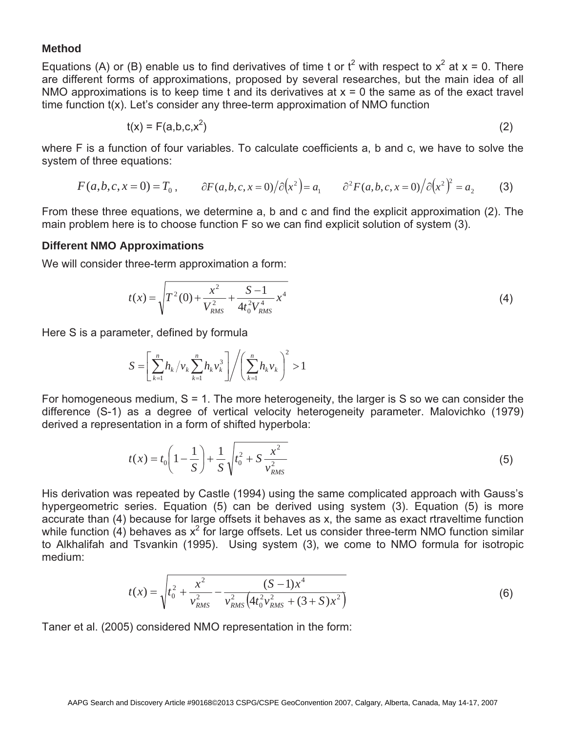### Method

Equations (A) or (B) enable us to find derivatives of time t or $t^2$ with respect to $x^2$ at x = 0. There are different forms of approximations, proposed by several researches, but the main idea of all NMO approximations is to keep time t and its derivatives at x = 0 the same as of the exact travel time function t(x). Let's consider any three-term approximation of NMO function

$$t(x) = F(a,b,c,x^2) \tag{2}$$

where F is a function of four variables. To calculate coefficients a, b and c, we have to solve the system of three equations:

$$F(a,b,c,x=0) = T_0\,, \qquad \partial F(a,b,c,x=0)\big/\partial\left(x^2\right) = a_1 \qquad \partial^2 F(a,b,c,x=0)\big/\partial\left(x^2\right)^2 = a_2 \tag{3}$$

From these three equations, we determine a, b and c and find the explicit approximation (2). The main problem here is to choose function F so we can find explicit solution of system (3).

### Different NMO Approximations

We will consider three-term approximation a form:

$$t(x) = \sqrt{T^2(0) + \frac{x^2}{V_{RMS}^2} + \frac{S-1}{4t_0^2 V_{RMS}^4}x^4} \tag{4}$$

Here S is a parameter, defined by formula

$$S = \left[\sum_{k=1}^{n} h_k \big/ v_k \sum_{k=1}^{n} h_k v_k^3\right] \Bigg/ \left(\sum_{k=1}^{n} h_k v_k\right)^2 > 1$$

For homogeneous medium, S = 1. The more heterogeneity, the larger is S so we can consider the difference (S-1) as a degree of vertical velocity heterogeneity parameter. Malovichko (1979) derived a representation in a form of shifted hyperbola:

$$t(x) = t_0\left(1 - \frac{1}{S}\right) + \frac{1}{S}\sqrt{t_0^2 + S\frac{x^2}{v_{RMS}^2}} \tag{5}$$

His derivation was repeated by Castle (1994) using the same complicated approach with Gauss's hypergeometric series. Equation (5) can be derived using system (3). Equation (5) is more accurate than (4) because for large offsets it behaves as x, the same as exact rtraveltime function while function (4) behaves as $x^2$ for large offsets. Let us consider three-term NMO function similar to Alkhalifah and Tsvankin (1995). Using system (3), we come to NMO formula for isotropic medium:

$$t(x) = \sqrt{t_0^2 + \frac{x^2}{v_{RMS}^2} - \frac{(S-1)x^4}{v_{RMS}^2\left(4t_0^2 v_{RMS}^2 + (3+S)x^2\right)}} \tag{6}$$

Taner et al. (2005) considered NMO representation in the form: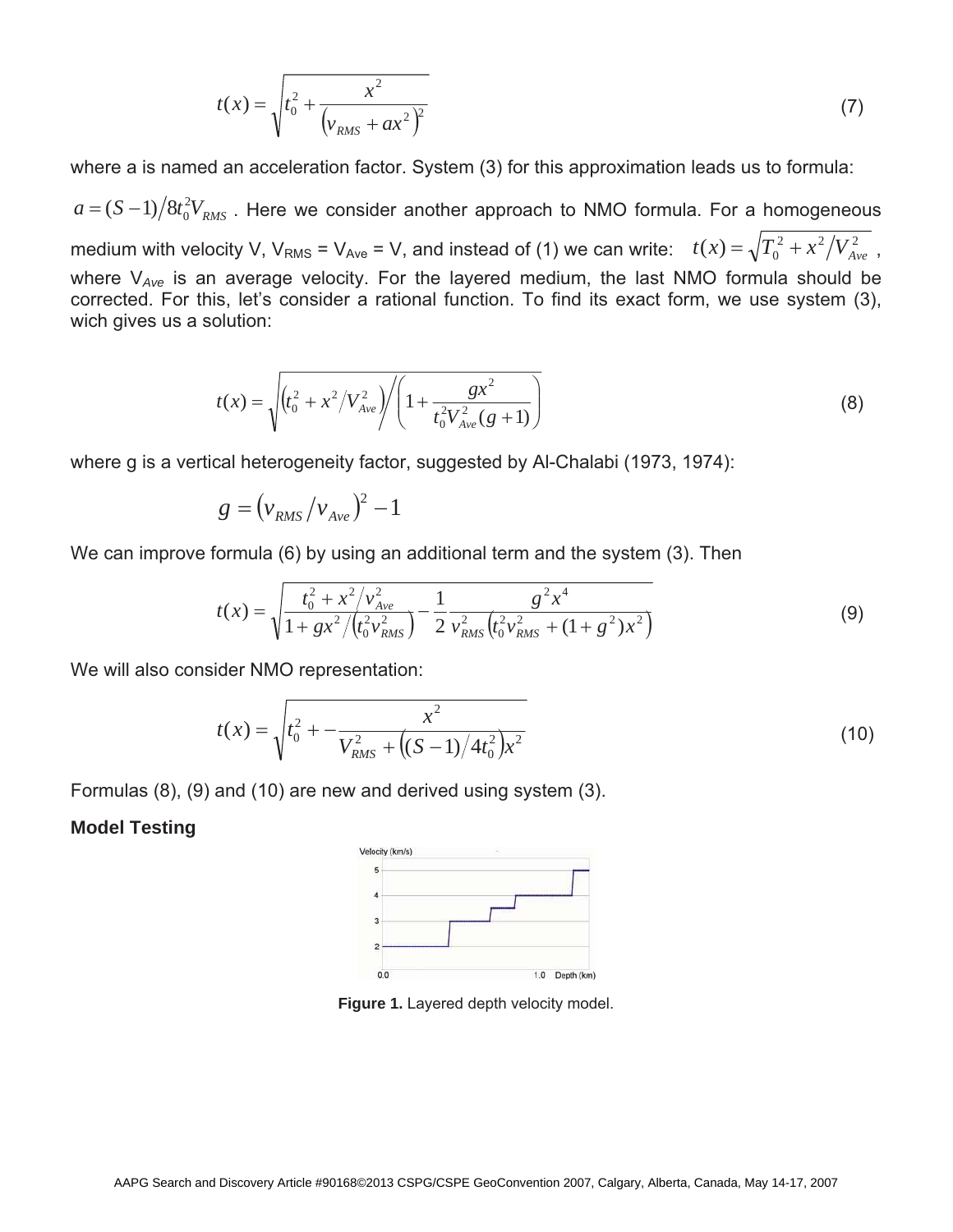$$t(x) = \sqrt{t_0^2 + \frac{x^2}{\left(v_{RMS} + ax^2\right)^2}} \tag{7}$$

where a is named an acceleration factor. System (3) for this approximation leads us to formula: $a = (S-1)/8t_0^2 V_{RMS}$ . Here we consider another approach to NMO formula. For a homogeneous medium with velocity V, $V_{RMS} = V_{Ave} = V$, and instead of (1) we can write: $t(x) = \sqrt{T_0^2 + x^2/V_{Ave}^2}$ , where $V_{Ave}$ is an average velocity. For the layered medium, the last NMO formula should be corrected. For this, let's consider a rational function. To find its exact form, we use system (3), wich gives us a solution:

$$t(x) = \sqrt{\left(t_0^2 + x^2/V_{Ave}^2\right)\Big/\left(1 + \frac{gx^2}{t_0^2 V_{Ave}^2 (g+1)}\right)} \tag{8}$$

where g is a vertical heterogeneity factor, suggested by Al-Chalabi (1973, 1974):

$$g = \left(v_{RMS}/v_{Ave}\right)^2 - 1$$

We can improve formula (6) by using an additional term and the system (3). Then

$$t(x) = \sqrt{\frac{t_0^2 + x^2/v_{Ave}^2}{1 + gx^2/\left(t_0^2 v_{RMS}^2\right)} - \frac{1}{2}\frac{g^2 x^4}{v_{RMS}^2\left(t_0^2 v_{RMS}^2 + (1+g^2)x^2\right)}} \tag{9}$$

We will also consider NMO representation:

$$t(x) = \sqrt{t_0^2 + -\frac{x^2}{V_{RMS}^2 + \left((S-1)/4t_0^2\right)x^2}} \tag{10}$$

Formulas (8), (9) and (10) are new and derived using system (3).

**Model Testing**

**Figure 1.** Layered depth velocity model.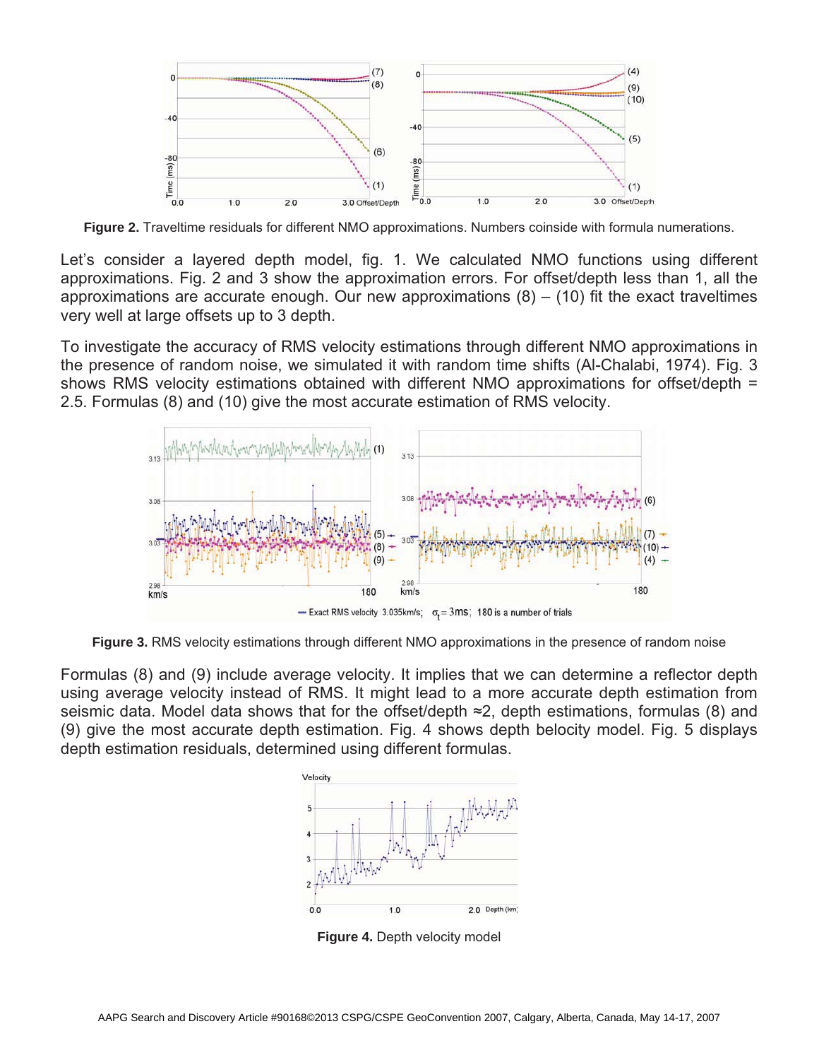**Figure 2.** Traveltime residuals for different NMO approximations. Numbers coinside with formula numerations.

Let's consider a layered depth model, fig. 1. We calculated NMO functions using different approximations. Fig. 2 and 3 show the approximation errors. For offset/depth less than 1, all the approximations are accurate enough. Our new approximations (8) – (10) fit the exact traveltimes very well at large offsets up to 3 depth.

To investigate the accuracy of RMS velocity estimations through different NMO approximations in the presence of random noise, we simulated it with random time shifts (Al-Chalabi, 1974). Fig. 3 shows RMS velocity estimations obtained with different NMO approximations for offset/depth = 2.5. Formulas (8) and (10) give the most accurate estimation of RMS velocity.

**Figure 3.** RMS velocity estimations through different NMO approximations in the presence of random noise

Formulas (8) and (9) include average velocity. It implies that we can determine a reflector depth using average velocity instead of RMS. It might lead to a more accurate depth estimation from seismic data. Model data shows that for the offset/depth ≈2, depth estimations, formulas (8) and (9) give the most accurate depth estimation. Fig. 4 shows depth belocity model. Fig. 5 displays depth estimation residuals, determined using different formulas.

**Figure 4.** Depth velocity model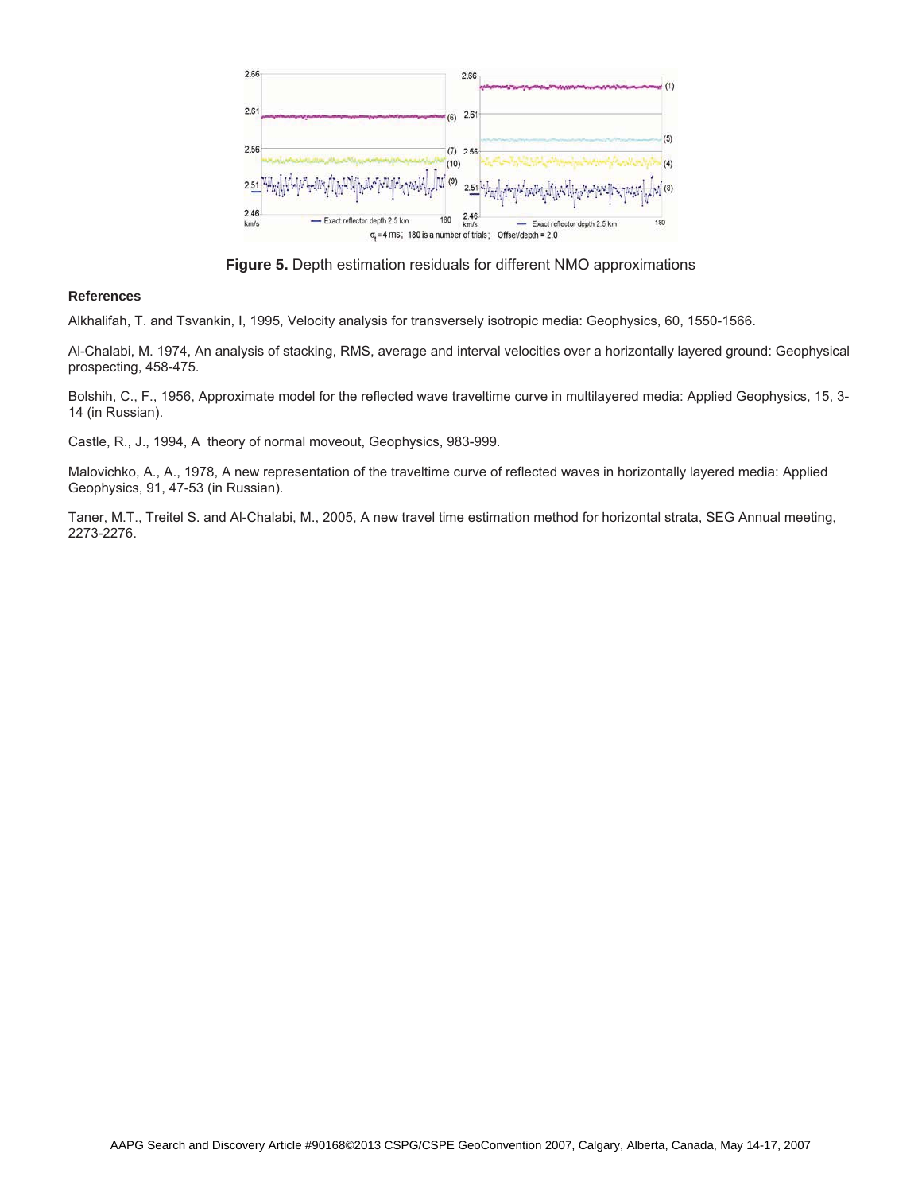2.66
2.61
2.56
2.51
2.46
km/s
(6)
(7)
(10)
(9)
Exact reflector depth 2.5 km
180

2.66
2.61
2.56
2.51
2.46
km/s
(1)
(5)
(4)
(8)
Exact reflector depth 2.5 km
180

$\sigma_t$ = 4 ms; 180 is a number of trials; Offset/depth = 2.0

**Figure 5.** Depth estimation residuals for different NMO approximations

**References**

Alkhalifah, T. and Tsvankin, I, 1995, Velocity analysis for transversely isotropic media: Geophysics, 60, 1550-1566.

Al-Chalabi, M. 1974, An analysis of stacking, RMS, average and interval velocities over a horizontally layered ground: Geophysical prospecting, 458-475.

Bolshih, C., F., 1956, Approximate model for the reflected wave traveltime curve in multilayered media: Applied Geophysics, 15, 3-14 (in Russian).

Castle, R., J., 1994, A theory of normal moveout, Geophysics, 983-999.

Malovichko, A., A., 1978, A new representation of the traveltime curve of reflected waves in horizontally layered media: Applied Geophysics, 91, 47-53 (in Russian).

Taner, M.T., Treitel S. and Al-Chalabi, M., 2005, A new travel time estimation method for horizontal strata, SEG Annual meeting, 2273-2276.